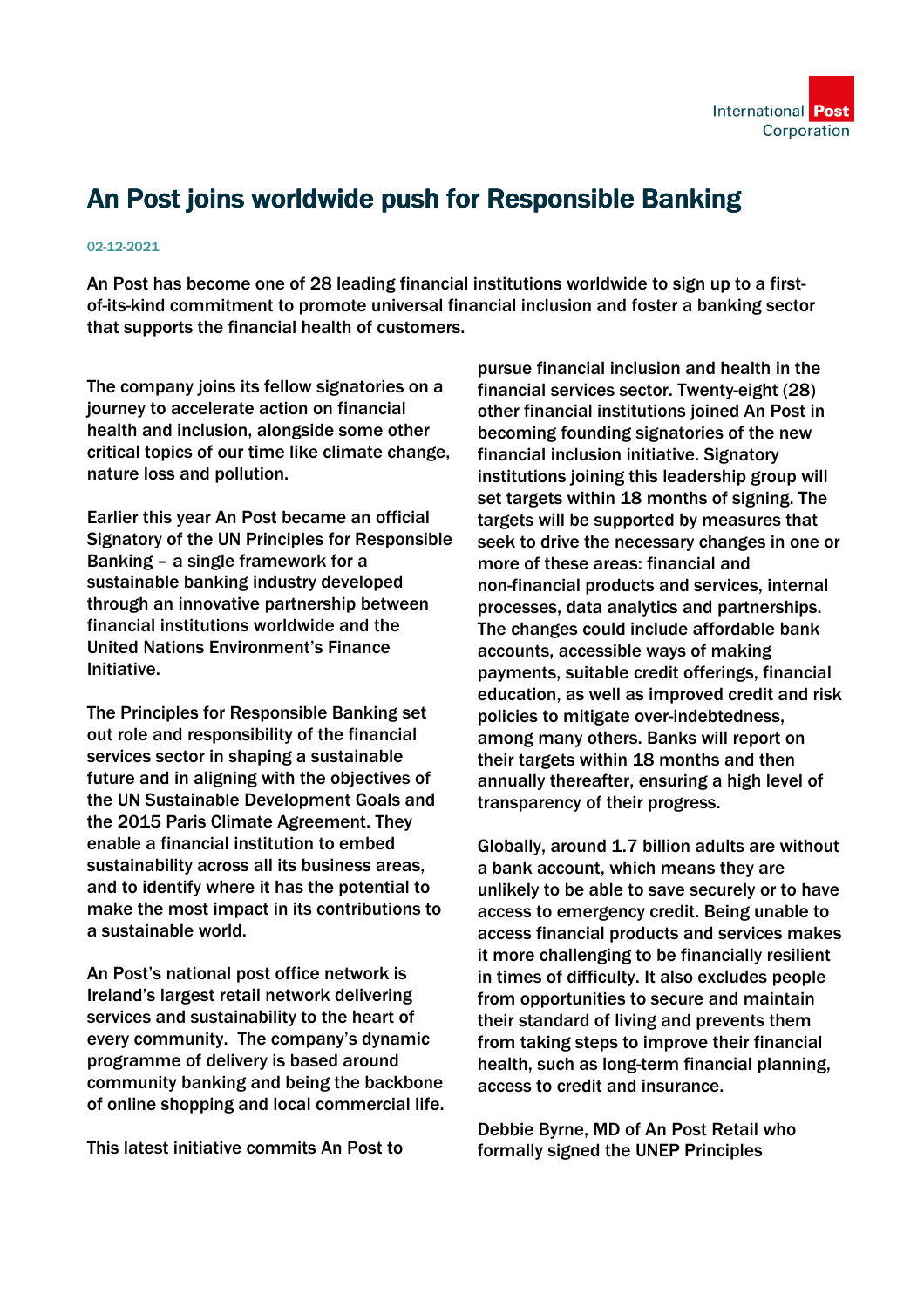# An Post joins worldwide push for Responsible Banking

02-12-2021

An Post has become one of 28 leading financial institutions worldwide to sign up to a first-of-its-kind commitment to promote universal financial inclusion and foster a banking sector that supports the financial health of customers.

The company joins its fellow signatories on a journey to accelerate action on financial health and inclusion, alongside some other critical topics of our time like climate change, nature loss and pollution.

Earlier this year An Post became an official Signatory of the UN Principles for Responsible Banking – a single framework for a sustainable banking industry developed through an innovative partnership between financial institutions worldwide and the United Nations Environment's Finance Initiative.

The Principles for Responsible Banking set out role and responsibility of the financial services sector in shaping a sustainable future and in aligning with the objectives of the UN Sustainable Development Goals and the 2015 Paris Climate Agreement. They enable a financial institution to embed sustainability across all its business areas, and to identify where it has the potential to make the most impact in its contributions to a sustainable world.

An Post's national post office network is Ireland's largest retail network delivering services and sustainability to the heart of every community. The company's dynamic programme of delivery is based around community banking and being the backbone of online shopping and local commercial life.

This latest initiative commits An Post to pursue financial inclusion and health in the financial services sector. Twenty-eight (28) other financial institutions joined An Post in becoming founding signatories of the new financial inclusion initiative. Signatory institutions joining this leadership group will set targets within 18 months of signing. The targets will be supported by measures that seek to drive the necessary changes in one or more of these areas: financial and non-financial products and services, internal processes, data analytics and partnerships. The changes could include affordable bank accounts, accessible ways of making payments, suitable credit offerings, financial education, as well as improved credit and risk policies to mitigate over-indebtedness, among many others. Banks will report on their targets within 18 months and then annually thereafter, ensuring a high level of transparency of their progress.

Globally, around 1.7 billion adults are without a bank account, which means they are unlikely to be able to save securely or to have access to emergency credit. Being unable to access financial products and services makes it more challenging to be financially resilient in times of difficulty. It also excludes people from opportunities to secure and maintain their standard of living and prevents them from taking steps to improve their financial health, such as long-term financial planning, access to credit and insurance.

Debbie Byrne, MD of An Post Retail who formally signed the UNEP Principles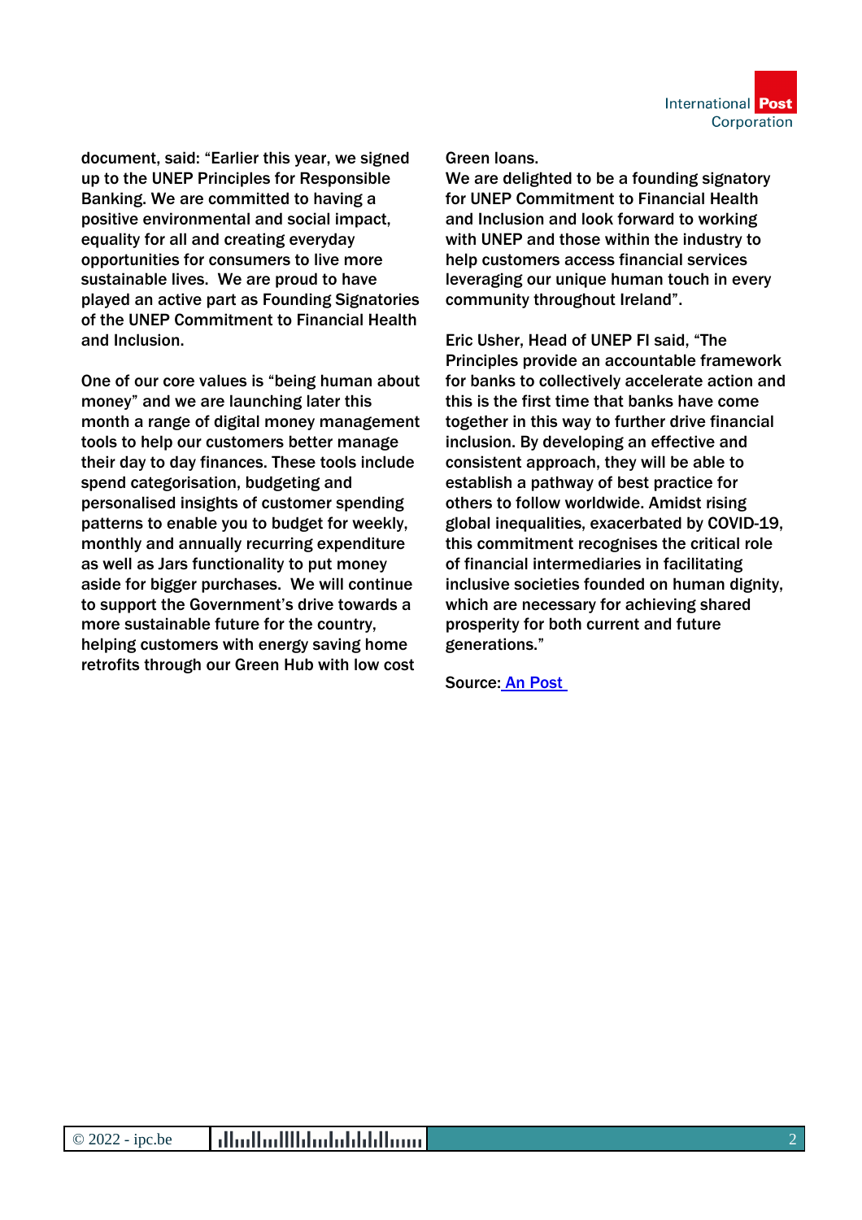document, said: "Earlier this year, we signed up to the UNEP Principles for Responsible Banking. We are committed to having a positive environmental and social impact, equality for all and creating everyday opportunities for consumers to live more sustainable lives.  We are proud to have played an active part as Founding Signatories of the UNEP Commitment to Financial Health and Inclusion.

One of our core values is "being human about money" and we are launching later this month a range of digital money management tools to help our customers better manage their day to day finances. These tools include spend categorisation, budgeting and personalised insights of customer spending patterns to enable you to budget for weekly, monthly and annually recurring expenditure as well as Jars functionality to put money aside for bigger purchases.  We will continue to support the Government's drive towards a more sustainable future for the country, helping customers with energy saving home retrofits through our Green Hub with low cost Green loans.
We are delighted to be a founding signatory for UNEP Commitment to Financial Health and Inclusion and look forward to working with UNEP and those within the industry to help customers access financial services leveraging our unique human touch in every community throughout Ireland".

Eric Usher, Head of UNEP FI said, "The Principles provide an accountable framework for banks to collectively accelerate action and this is the first time that banks have come together in this way to further drive financial inclusion. By developing an effective and consistent approach, they will be able to establish a pathway of best practice for others to follow worldwide. Amidst rising global inequalities, exacerbated by COVID-19, this commitment recognises the critical role of financial intermediaries in facilitating inclusive societies founded on human dignity, which are necessary for achieving shared prosperity for both current and future generations."

Source: An Post